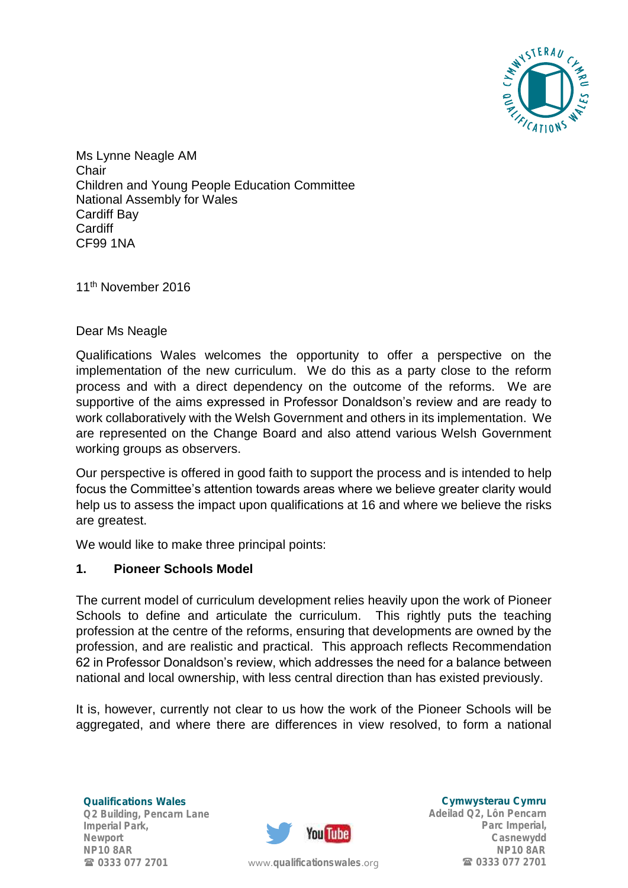Ms Lynne Neagle AM
Chair
Children and Young People Education Committee
National Assembly for Wales
Cardiff Bay
Cardiff
CF99 1NA

11th November 2016

Dear Ms Neagle

Qualifications Wales welcomes the opportunity to offer a perspective on the implementation of the new curriculum. We do this as a party close to the reform process and with a direct dependency on the outcome of the reforms. We are supportive of the aims expressed in Professor Donaldson's review and are ready to work collaboratively with the Welsh Government and others in its implementation. We are represented on the Change Board and also attend various Welsh Government working groups as observers.

Our perspective is offered in good faith to support the process and is intended to help focus the Committee's attention towards areas where we believe greater clarity would help us to assess the impact upon qualifications at 16 and where we believe the risks are greatest.

We would like to make three principal points:

**1. Pioneer Schools Model**

The current model of curriculum development relies heavily upon the work of Pioneer Schools to define and articulate the curriculum. This rightly puts the teaching profession at the centre of the reforms, ensuring that developments are owned by the profession, and are realistic and practical. This approach reflects Recommendation 62 in Professor Donaldson's review, which addresses the need for a balance between national and local ownership, with less central direction than has existed previously.

It is, however, currently not clear to us how the work of the Pioneer Schools will be aggregated, and where there are differences in view resolved, to form a national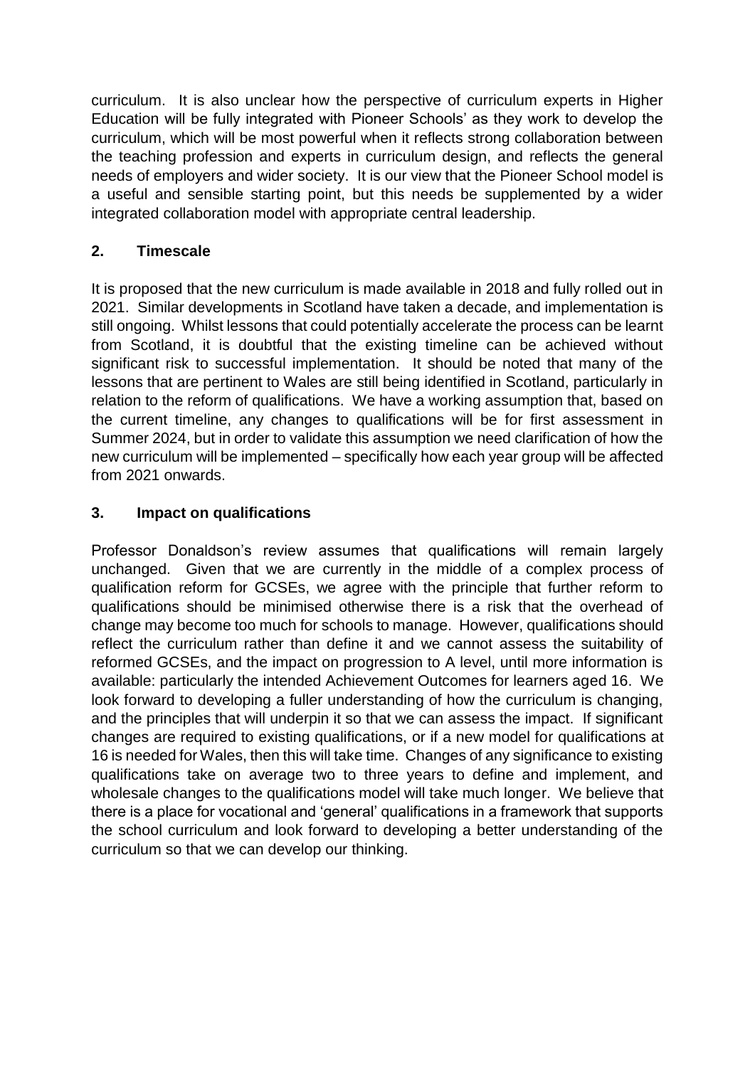curriculum. It is also unclear how the perspective of curriculum experts in Higher Education will be fully integrated with Pioneer Schools' as they work to develop the curriculum, which will be most powerful when it reflects strong collaboration between the teaching profession and experts in curriculum design, and reflects the general needs of employers and wider society. It is our view that the Pioneer School model is a useful and sensible starting point, but this needs be supplemented by a wider integrated collaboration model with appropriate central leadership.

## 2. Timescale

It is proposed that the new curriculum is made available in 2018 and fully rolled out in 2021. Similar developments in Scotland have taken a decade, and implementation is still ongoing. Whilst lessons that could potentially accelerate the process can be learnt from Scotland, it is doubtful that the existing timeline can be achieved without significant risk to successful implementation. It should be noted that many of the lessons that are pertinent to Wales are still being identified in Scotland, particularly in relation to the reform of qualifications. We have a working assumption that, based on the current timeline, any changes to qualifications will be for first assessment in Summer 2024, but in order to validate this assumption we need clarification of how the new curriculum will be implemented – specifically how each year group will be affected from 2021 onwards.

## 3. Impact on qualifications

Professor Donaldson's review assumes that qualifications will remain largely unchanged. Given that we are currently in the middle of a complex process of qualification reform for GCSEs, we agree with the principle that further reform to qualifications should be minimised otherwise there is a risk that the overhead of change may become too much for schools to manage. However, qualifications should reflect the curriculum rather than define it and we cannot assess the suitability of reformed GCSEs, and the impact on progression to A level, until more information is available: particularly the intended Achievement Outcomes for learners aged 16. We look forward to developing a fuller understanding of how the curriculum is changing, and the principles that will underpin it so that we can assess the impact. If significant changes are required to existing qualifications, or if a new model for qualifications at 16 is needed for Wales, then this will take time. Changes of any significance to existing qualifications take on average two to three years to define and implement, and wholesale changes to the qualifications model will take much longer. We believe that there is a place for vocational and 'general' qualifications in a framework that supports the school curriculum and look forward to developing a better understanding of the curriculum so that we can develop our thinking.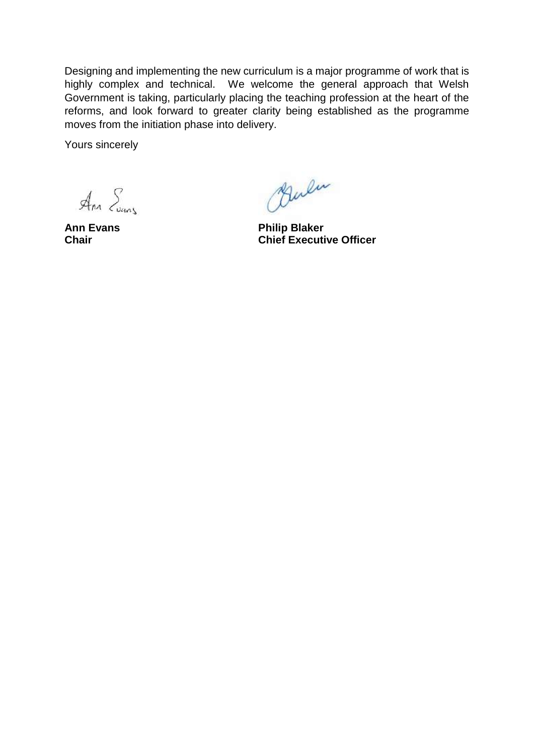Designing and implementing the new curriculum is a major programme of work that is highly complex and technical. We welcome the general approach that Welsh Government is taking, particularly placing the teaching profession at the heart of the reforms, and look forward to greater clarity being established as the programme moves from the initiation phase into delivery.

Yours sincerely

**Ann Evans**
**Chair**

**Philip Blaker**
**Chief Executive Officer**